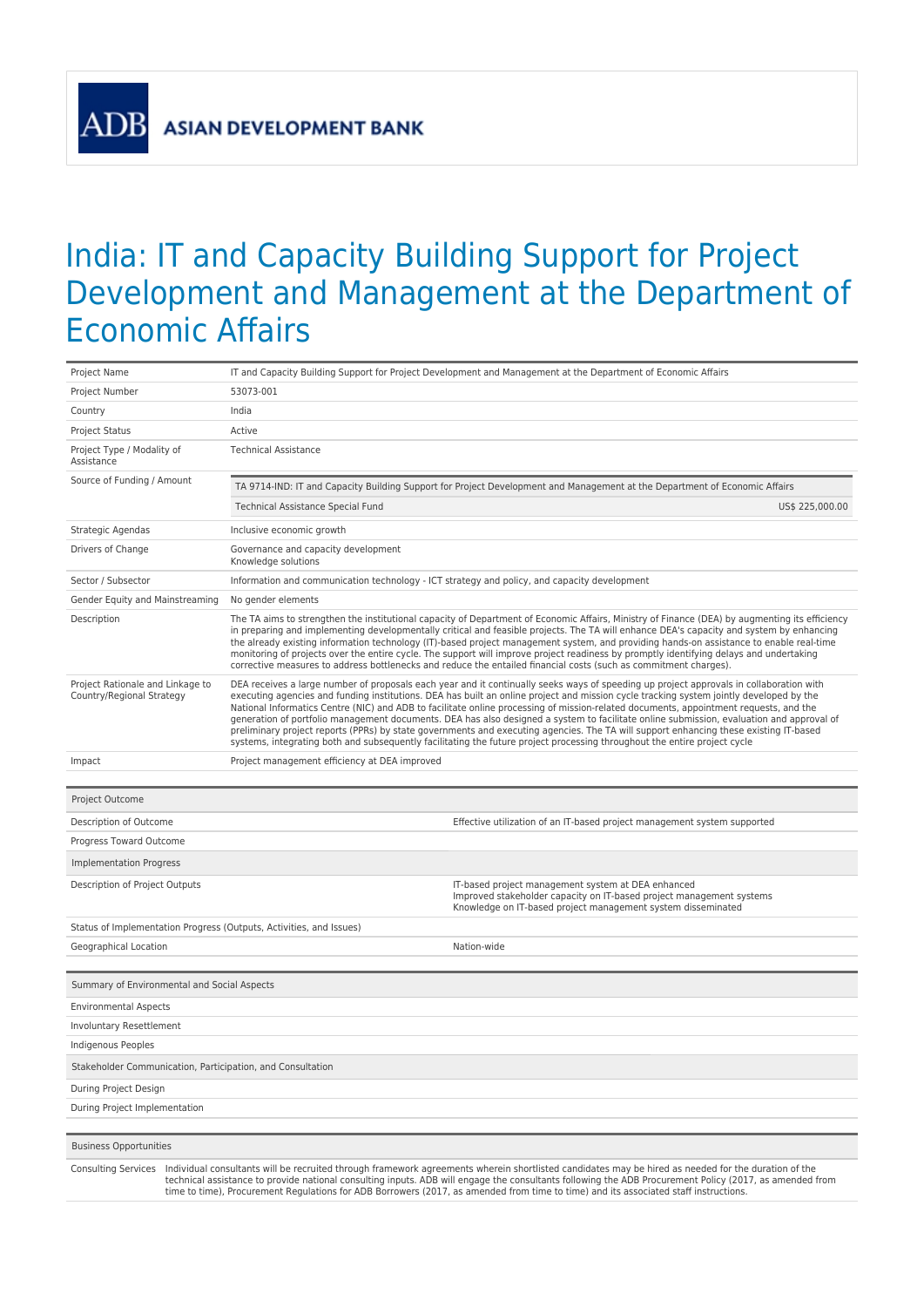**ADB ASIAN DEVELOPMENT BANK**

# India: IT and Capacity Building Support for Project Development and Management at the Department of Economic Affairs

| | |
|---|---|
| Project Name | IT and Capacity Building Support for Project Development and Management at the Department of Economic Affairs |
| Project Number | 53073-001 |
| Country | India |
| Project Status | Active |
| Project Type / Modality of Assistance | Technical Assistance |
| Source of Funding / Amount | TA 9714-IND: IT and Capacity Building Support for Project Development and Management at the Department of Economic Affairs<br>Technical Assistance Special Fund — US$ 225,000.00 |
| Strategic Agendas | Inclusive economic growth |
| Drivers of Change | Governance and capacity development<br>Knowledge solutions |
| Sector / Subsector | Information and communication technology - ICT strategy and policy, and capacity development |
| Gender Equity and Mainstreaming | No gender elements |
| Description | The TA aims to strengthen the institutional capacity of Department of Economic Affairs, Ministry of Finance (DEA) by augmenting its efficiency in preparing and implementing developmentally critical and feasible projects. The TA will enhance DEA's capacity and system by enhancing the already existing information technology (IT)-based project management system, and providing hands-on assistance to enable real-time monitoring of projects over the entire cycle. The support will improve project readiness by promptly identifying delays and undertaking corrective measures to address bottlenecks and reduce the entailed financial costs (such as commitment charges). |
| Project Rationale and Linkage to Country/Regional Strategy | DEA receives a large number of proposals each year and it continually seeks ways of speeding up project approvals in collaboration with executing agencies and funding institutions. DEA has built an online project and mission cycle tracking system jointly developed by the National Informatics Centre (NIC) and ADB to facilitate online processing of mission-related documents, appointment requests, and the generation of portfolio management documents. DEA has also designed a system to facilitate online submission, evaluation and approval of preliminary project reports (PPRs) by state governments and executing agencies. The TA will support enhancing these existing IT-based systems, integrating both and subsequently facilitating the future project processing throughout the entire project cycle |
| Impact | Project management efficiency at DEA improved |

| Project Outcome | |
|---|---|
| Description of Outcome | Effective utilization of an IT-based project management system supported |
| Progress Toward Outcome | |
| **Implementation Progress** | |
| Description of Project Outputs | IT-based project management system at DEA enhanced<br>Improved stakeholder capacity on IT-based project management systems<br>Knowledge on IT-based project management system disseminated |
| Status of Implementation Progress (Outputs, Activities, and Issues) | |
| Geographical Location | Nation-wide |

| Summary of Environmental and Social Aspects | |
|---|---|
| Environmental Aspects | |
| Involuntary Resettlement | |
| Indigenous Peoples | |
| **Stakeholder Communication, Participation, and Consultation** | |
| During Project Design | |
| During Project Implementation | |

| Business Opportunities | |
|---|---|
| Consulting Services | Individual consultants will be recruited through framework agreements wherein shortlisted candidates may be hired as needed for the duration of the technical assistance to provide national consulting inputs. ADB will engage the consultants following the ADB Procurement Policy (2017, as amended from time to time), Procurement Regulations for ADB Borrowers (2017, as amended from time to time) and its associated staff instructions. |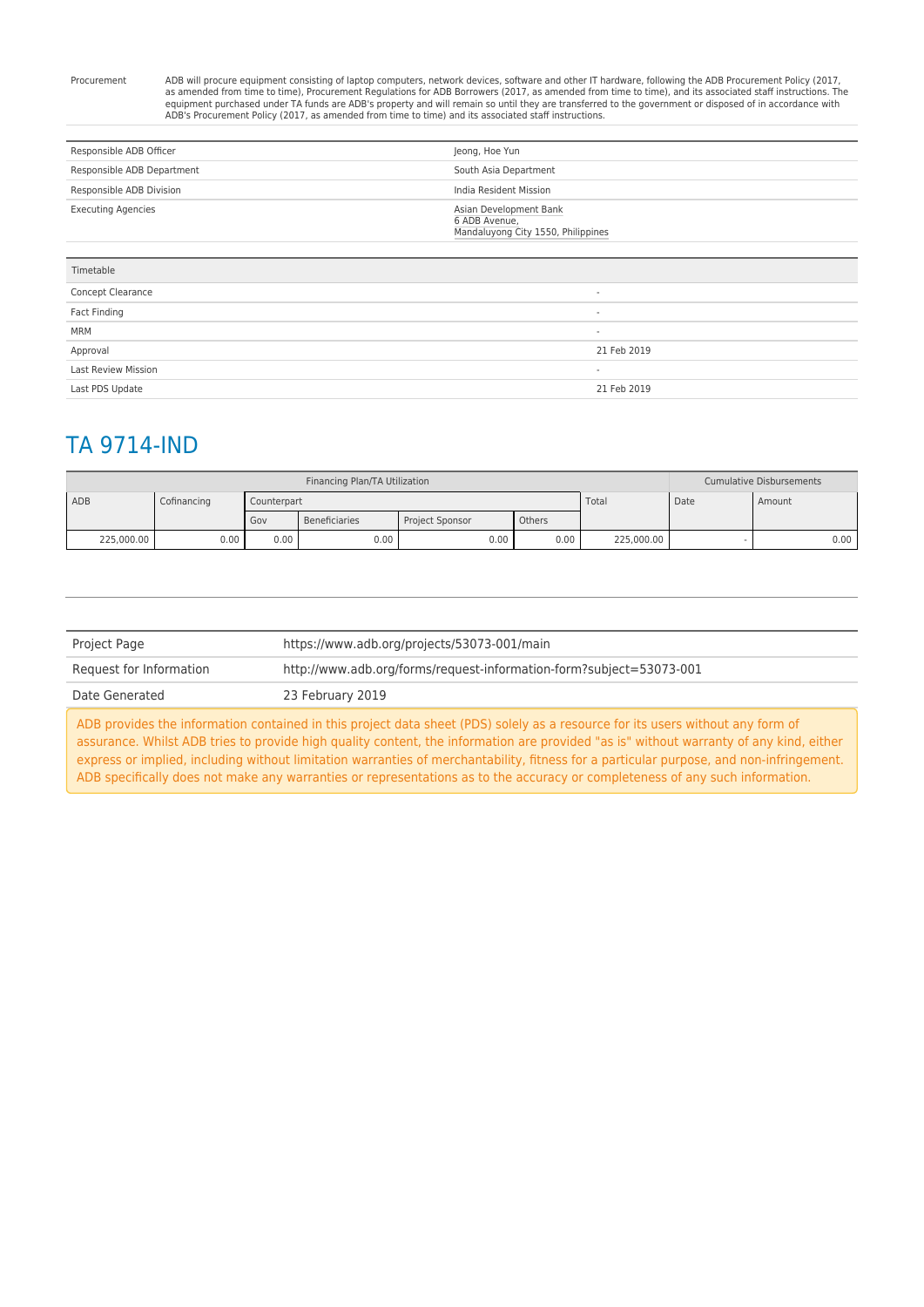| | |
|---|---|
| Procurement | ADB will procure equipment consisting of laptop computers, network devices, software and other IT hardware, following the ADB Procurement Policy (2017, as amended from time to time), Procurement Regulations for ADB Borrowers (2017, as amended from time to time), and its associated staff instructions. The equipment purchased under TA funds are ADB's property and will remain so until they are transferred to the government or disposed of in accordance with ADB's Procurement Policy (2017, as amended from time to time) and its associated staff instructions. |

| | |
|---|---|
| Responsible ADB Officer | Jeong, Hoe Yun |
| Responsible ADB Department | South Asia Department |
| Responsible ADB Division | India Resident Mission |
| Executing Agencies | Asian Development Bank<br>6 ADB Avenue,<br>Mandaluyong City 1550, Philippines |

| Timetable | |
|---|---|
| Concept Clearance | - |
| Fact Finding | - |
| MRM | - |
| Approval | 21 Feb 2019 |
| Last Review Mission | - |
| Last PDS Update | 21 Feb 2019 |

## TA 9714-IND

| Financing Plan/TA Utilization | | | | | | | Cumulative Disbursements | |
|---|---|---|---|---|---|---|---|---|
| ADB | Cofinancing | Counterpart | | | | Total | Date | Amount |
| | | Gov | Beneficiaries | Project Sponsor | Others | | | |
| 225,000.00 | 0.00 | 0.00 | 0.00 | 0.00 | 0.00 | 225,000.00 | - | 0.00 |

| | |
|---|---|
| Project Page | https://www.adb.org/projects/53073-001/main |
| Request for Information | http://www.adb.org/forms/request-information-form?subject=53073-001 |
| Date Generated | 23 February 2019 |

ADB provides the information contained in this project data sheet (PDS) solely as a resource for its users without any form of assurance. Whilst ADB tries to provide high quality content, the information are provided "as is" without warranty of any kind, either express or implied, including without limitation warranties of merchantability, fitness for a particular purpose, and non-infringement. ADB specifically does not make any warranties or representations as to the accuracy or completeness of any such information.